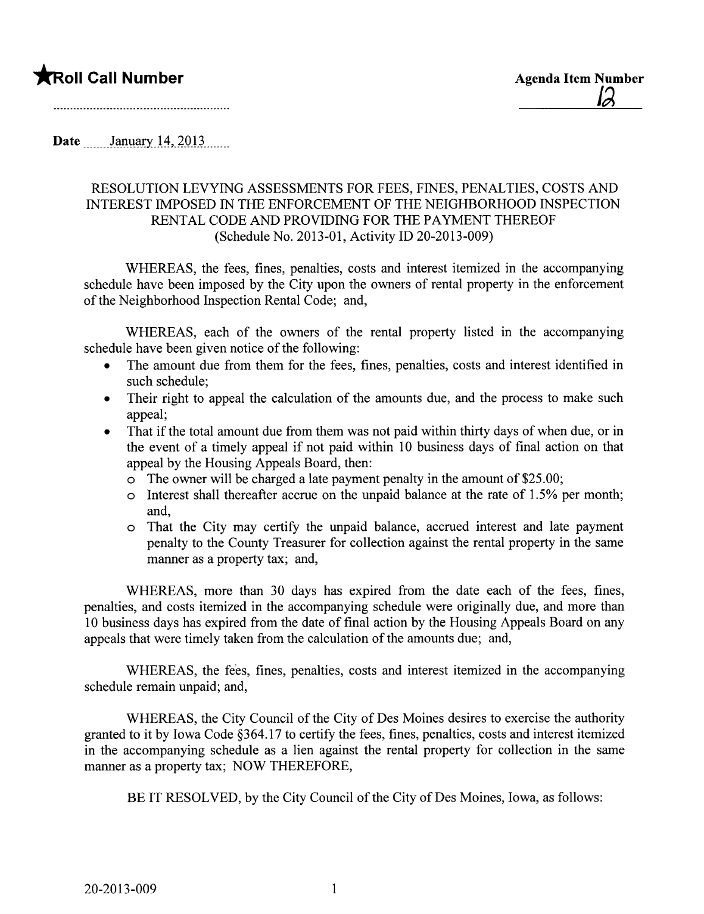★**Roll Call Number**

**Agenda Item Number**
12

**Date** January 14, 2013

RESOLUTION LEVYING ASSESSMENTS FOR FEES, FINES, PENALTIES, COSTS AND INTEREST IMPOSED IN THE ENFORCEMENT OF THE NEIGHBORHOOD INSPECTION RENTAL CODE AND PROVIDING FOR THE PAYMENT THEREOF
(Schedule No. 2013-01, Activity ID 20-2013-009)

WHEREAS, the fees, fines, penalties, costs and interest itemized in the accompanying schedule have been imposed by the City upon the owners of rental property in the enforcement of the Neighborhood Inspection Rental Code; and,

WHEREAS, each of the owners of the rental property listed in the accompanying schedule have been given notice of the following:

- The amount due from them for the fees, fines, penalties, costs and interest identified in such schedule;
- Their right to appeal the calculation of the amounts due, and the process to make such appeal;
- That if the total amount due from them was not paid within thirty days of when due, or in the event of a timely appeal if not paid within 10 business days of final action on that appeal by the Housing Appeals Board, then:
  - The owner will be charged a late payment penalty in the amount of $25.00;
  - Interest shall thereafter accrue on the unpaid balance at the rate of 1.5% per month; and,
  - That the City may certify the unpaid balance, accrued interest and late payment penalty to the County Treasurer for collection against the rental property in the same manner as a property tax; and,

WHEREAS, more than 30 days has expired from the date each of the fees, fines, penalties, and costs itemized in the accompanying schedule were originally due, and more than 10 business days has expired from the date of final action by the Housing Appeals Board on any appeals that were timely taken from the calculation of the amounts due; and,

WHEREAS, the fees, fines, penalties, costs and interest itemized in the accompanying schedule remain unpaid; and,

WHEREAS, the City Council of the City of Des Moines desires to exercise the authority granted to it by Iowa Code §364.17 to certify the fees, fines, penalties, costs and interest itemized in the accompanying schedule as a lien against the rental property for collection in the same manner as a property tax; NOW THEREFORE,

BE IT RESOLVED, by the City Council of the City of Des Moines, Iowa, as follows:

20-2013-009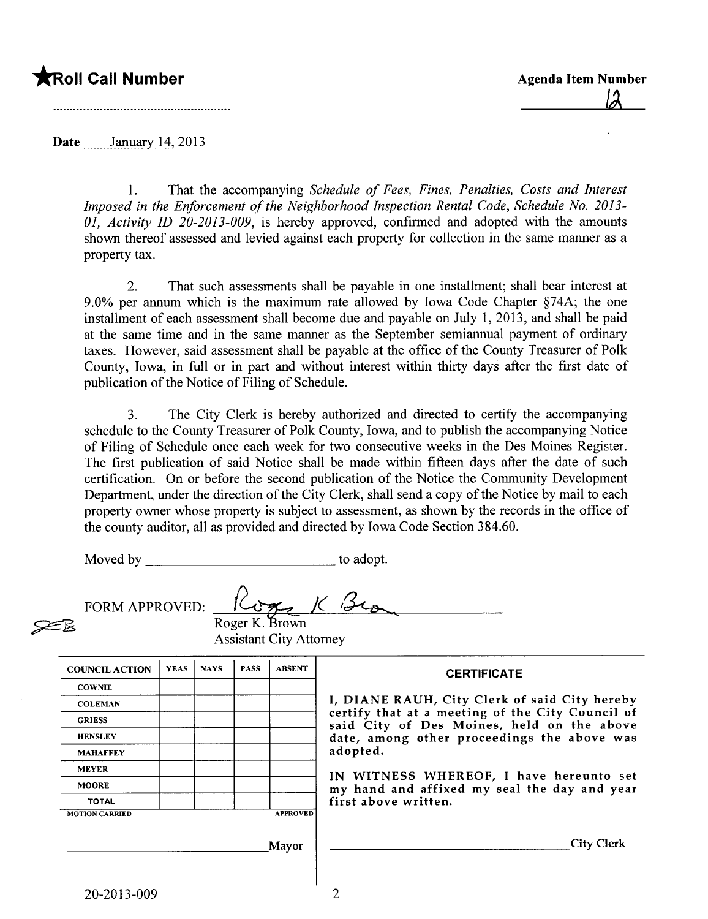**★Roll Call Number**

..........................................................

**Agenda Item Number**

12

Date ........January 14, 2013........

1. That the accompanying *Schedule of Fees, Fines, Penalties, Costs and Interest Imposed in the Enforcement of the Neighborhood Inspection Rental Code, Schedule No. 2013-01, Activity ID 20-2013-009*, is hereby approved, confirmed and adopted with the amounts shown thereof assessed and levied against each property for collection in the same manner as a property tax.

2. That such assessments shall be payable in one installment; shall bear interest at 9.0% per annum which is the maximum rate allowed by Iowa Code Chapter §74A; the one installment of each assessment shall become due and payable on July 1, 2013, and shall be paid at the same time and in the same manner as the September semiannual payment of ordinary taxes. However, said assessment shall be payable at the office of the County Treasurer of Polk County, Iowa, in full or in part and without interest within thirty days after the first date of publication of the Notice of Filing of Schedule.

3. The City Clerk is hereby authorized and directed to certify the accompanying schedule to the County Treasurer of Polk County, Iowa, and to publish the accompanying Notice of Filing of Schedule once each week for two consecutive weeks in the Des Moines Register. The first publication of said Notice shall be made within fifteen days after the date of such certification. On or before the second publication of the Notice the Community Development Department, under the direction of the City Clerk, shall send a copy of the Notice by mail to each property owner whose property is subject to assessment, as shown by the records in the office of the county auditor, all as provided and directed by Iowa Code Section 384.60.

Moved by ______________________ to adopt.

FORM APPROVED: Roger K. Brown

Roger K. Brown
Assistant City Attorney

| COUNCIL ACTION | YEAS | NAYS | PASS | ABSENT |
|---|---|---|---|---|
| COWNIE | | | | |
| COLEMAN | | | | |
| GRIESS | | | | |
| HENSLEY | | | | |
| MAHAFFEY | | | | |
| MEYER | | | | |
| MOORE | | | | |
| TOTAL | | | | |

MOTION CARRIED APPROVED

______________________ Mayor

**CERTIFICATE**

I, DIANE RAUH, City Clerk of said City hereby certify that at a meeting of the City Council of said City of Des Moines, held on the above date, among other proceedings the above was adopted.

IN WITNESS WHEREOF, I have hereunto set my hand and affixed my seal the day and year first above written.

______________________ City Clerk

20-2013-009